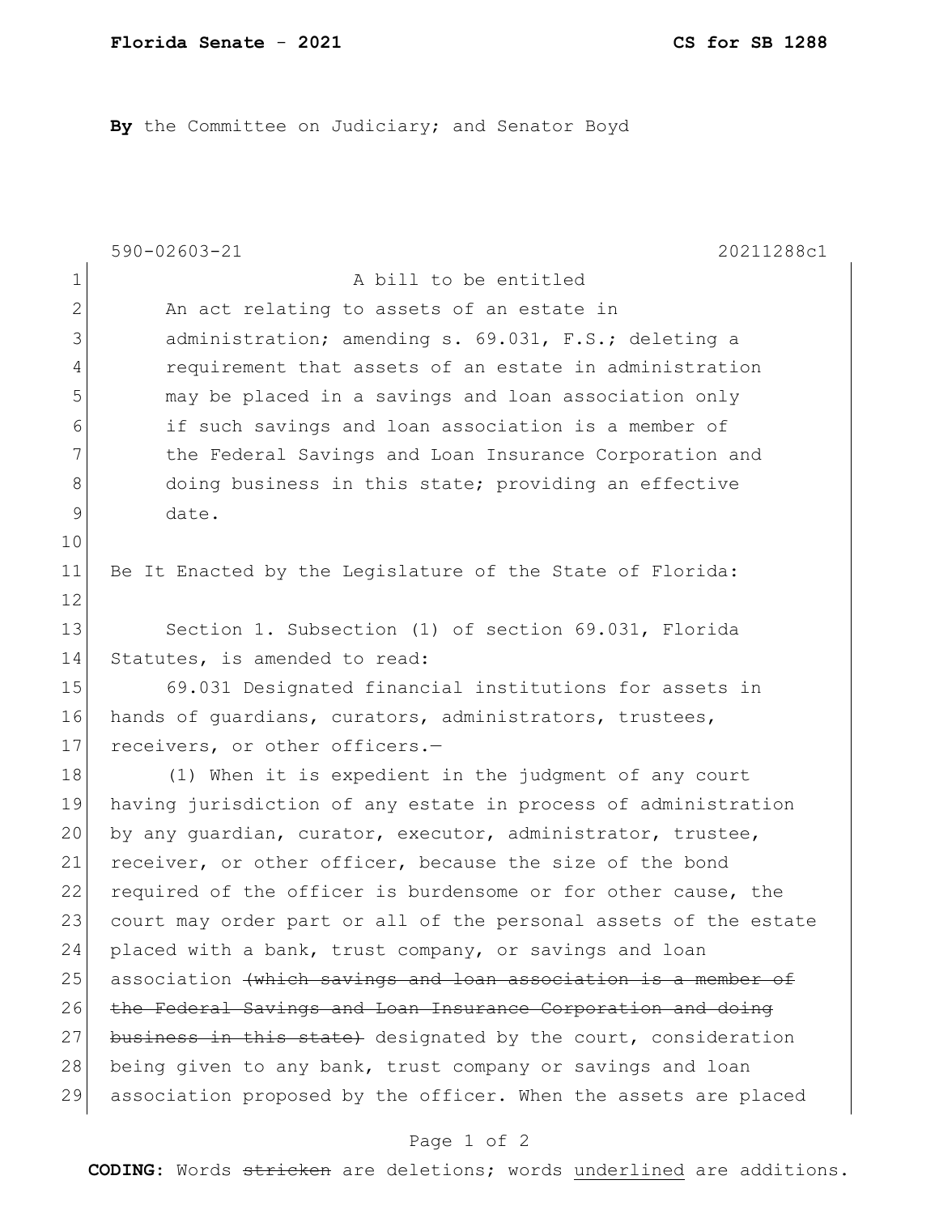**By** the Committee on Judiciary; and Senator Boyd

A bill to be entitled

An act relating to assets of an estate in administration; amending s. 69.031, F.S.; deleting a requirement that assets of an estate in administration may be placed in a savings and loan association only if such savings and loan association is a member of the Federal Savings and Loan Insurance Corporation and doing business in this state; providing an effective date.

Be It Enacted by the Legislature of the State of Florida:

Section 1. Subsection (1) of section 69.031, Florida Statutes, is amended to read:

69.031 Designated financial institutions for assets in hands of guardians, curators, administrators, trustees, receivers, or other officers.—

(1) When it is expedient in the judgment of any court having jurisdiction of any estate in process of administration by any guardian, curator, executor, administrator, trustee, receiver, or other officer, because the size of the bond required of the officer is burdensome or for other cause, the court may order part or all of the personal assets of the estate placed with a bank, trust company, or savings and loan association ~~(which savings and loan association is a member of the Federal Savings and Loan Insurance Corporation and doing business in this state)~~ designated by the court, consideration being given to any bank, trust company or savings and loan association proposed by the officer. When the assets are placed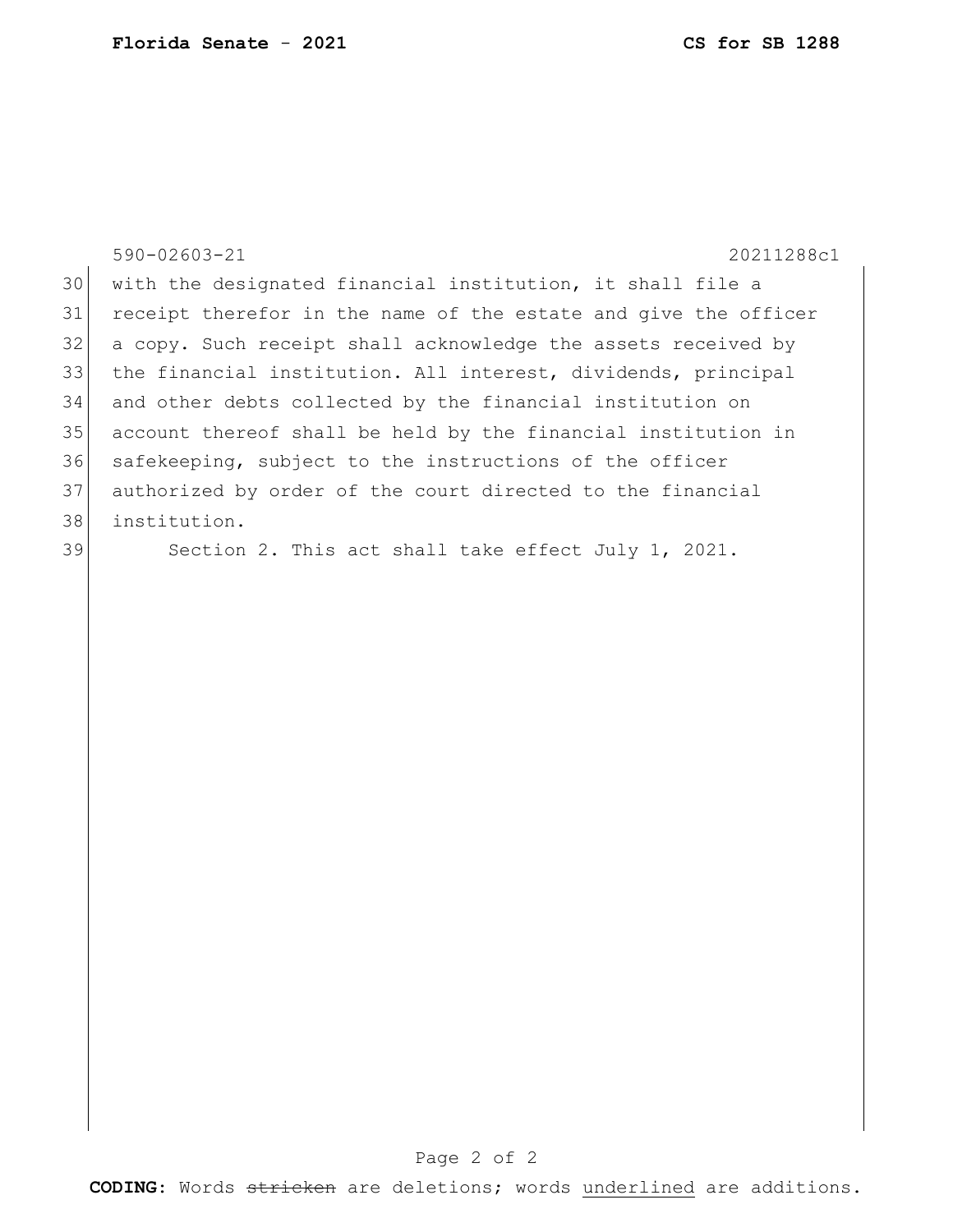590-02603-21 20211288c1

30 with the designated financial institution, it shall file a
31 receipt therefor in the name of the estate and give the officer
32 a copy. Such receipt shall acknowledge the assets received by
33 the financial institution. All interest, dividends, principal
34 and other debts collected by the financial institution on
35 account thereof shall be held by the financial institution in
36 safekeeping, subject to the instructions of the officer
37 authorized by order of the court directed to the financial
38 institution.
39 Section 2. This act shall take effect July 1, 2021.

**CODING:** Words ~~stricken~~ are deletions; words <u>underlined</u> are additions.